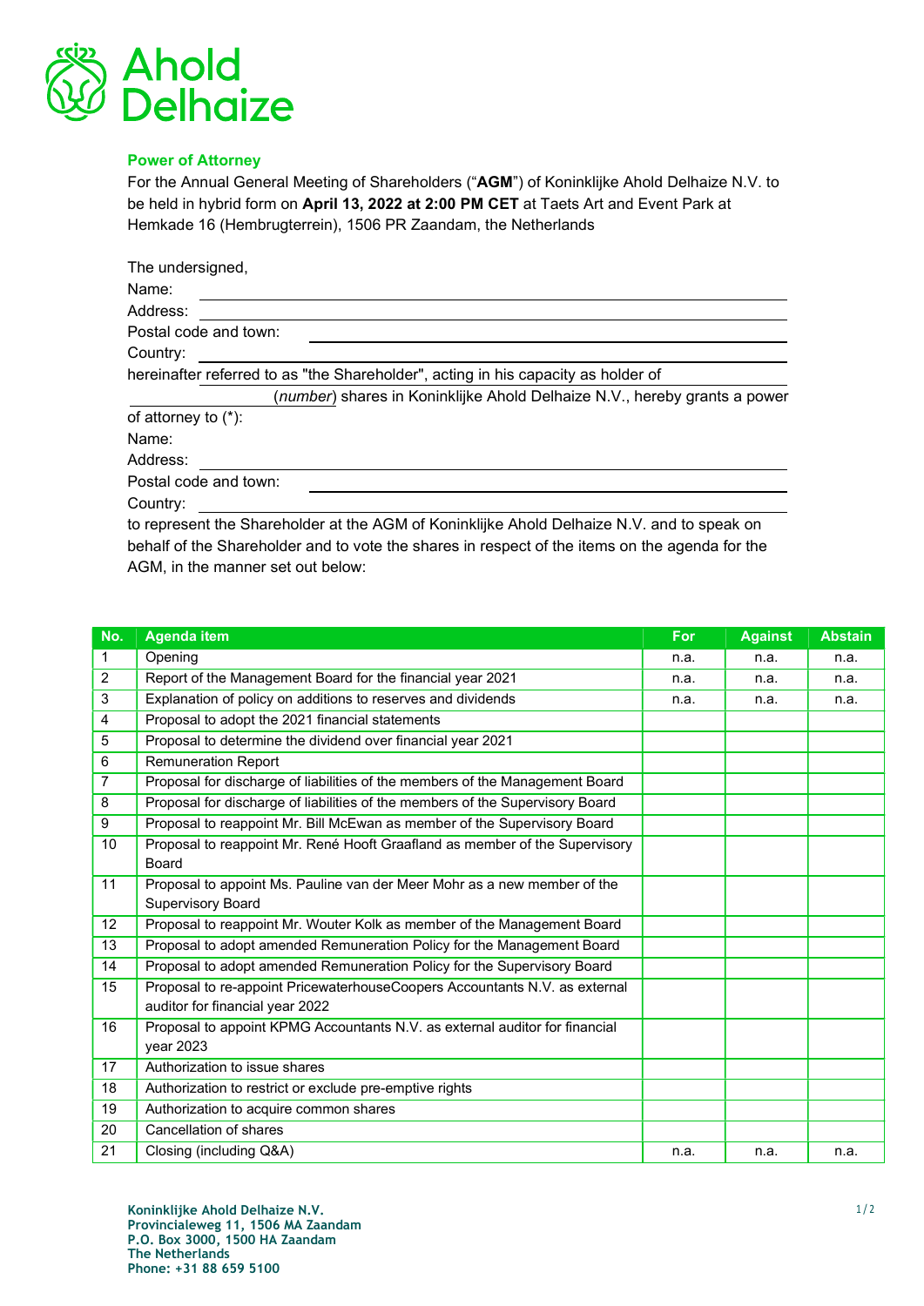Ahold Delhaize

## Power of Attorney

For the Annual General Meeting of Shareholders ("**AGM**") of Koninklijke Ahold Delhaize N.V. to be held in hybrid form on **April 13, 2022 at 2:00 PM CET** at Taets Art and Event Park at Hemkade 16 (Hembrugterrein), 1506 PR Zaandam, the Netherlands

The undersigned,

Name: ______________________________

Address: ______________________________

Postal code and town: ______________________________

Country: ______________________________

hereinafter referred to as "the Shareholder", acting in his capacity as holder of ______________ (*number*) shares in Koninklijke Ahold Delhaize N.V., hereby grants a power of attorney to (*):

Name: ______________________________

Address: ______________________________

Postal code and town: ______________________________

Country: ______________________________

to represent the Shareholder at the AGM of Koninklijke Ahold Delhaize N.V. and to speak on behalf of the Shareholder and to vote the shares in respect of the items on the agenda for the AGM, in the manner set out below:

| No. | Agenda item | For | Against | Abstain |
|---|---|---|---|---|
| 1 | Opening | n.a. | n.a. | n.a. |
| 2 | Report of the Management Board for the financial year 2021 | n.a. | n.a. | n.a. |
| 3 | Explanation of policy on additions to reserves and dividends | n.a. | n.a. | n.a. |
| 4 | Proposal to adopt the 2021 financial statements | | | |
| 5 | Proposal to determine the dividend over financial year 2021 | | | |
| 6 | Remuneration Report | | | |
| 7 | Proposal for discharge of liabilities of the members of the Management Board | | | |
| 8 | Proposal for discharge of liabilities of the members of the Supervisory Board | | | |
| 9 | Proposal to reappoint Mr. Bill McEwan as member of the Supervisory Board | | | |
| 10 | Proposal to reappoint Mr. René Hooft Graafland as member of the Supervisory Board | | | |
| 11 | Proposal to appoint Ms. Pauline van der Meer Mohr as a new member of the Supervisory Board | | | |
| 12 | Proposal to reappoint Mr. Wouter Kolk as member of the Management Board | | | |
| 13 | Proposal to adopt amended Remuneration Policy for the Management Board | | | |
| 14 | Proposal to adopt amended Remuneration Policy for the Supervisory Board | | | |
| 15 | Proposal to re-appoint PricewaterhouseCoopers Accountants N.V. as external auditor for financial year 2022 | | | |
| 16 | Proposal to appoint KPMG Accountants N.V. as external auditor for financial year 2023 | | | |
| 17 | Authorization to issue shares | | | |
| 18 | Authorization to restrict or exclude pre-emptive rights | | | |
| 19 | Authorization to acquire common shares | | | |
| 20 | Cancellation of shares | | | |
| 21 | Closing (including Q&A) | n.a. | n.a. | n.a. |

**Koninklijke Ahold Delhaize N.V.**
**Provincialeweg 11, 1506 MA Zaandam**
**P.O. Box 3000, 1500 HA Zaandam**
**The Netherlands**
**Phone: +31 88 659 5100**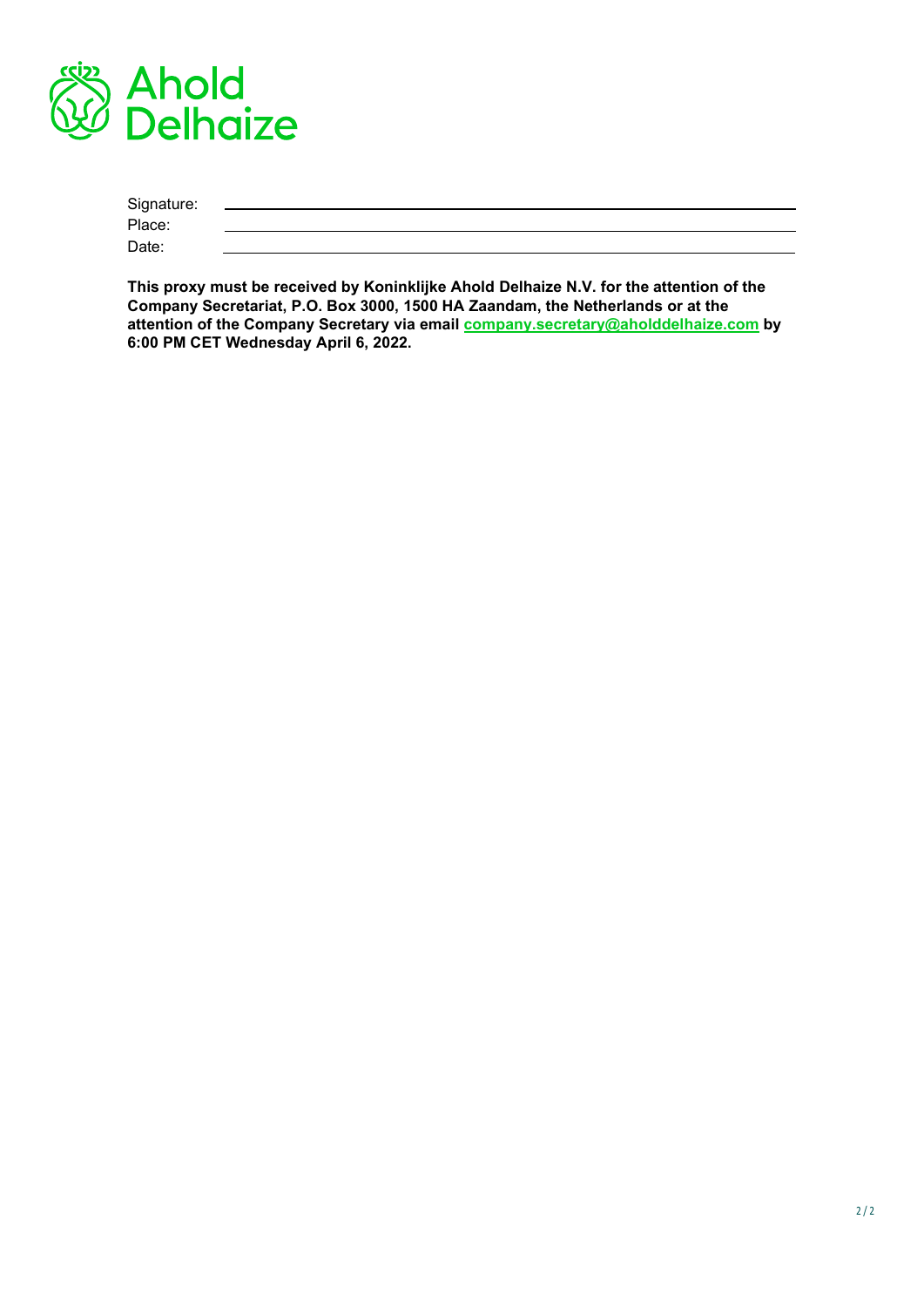Signature: \_\_\_\_\_\_\_\_\_\_\_\_\_\_\_\_\_\_\_\_\_\_\_\_\_\_\_\_\_\_\_\_\_\_\_\_\_\_\_\_

Place: \_\_\_\_\_\_\_\_\_\_\_\_\_\_\_\_\_\_\_\_\_\_\_\_\_\_\_\_\_\_\_\_\_\_\_\_\_\_\_\_

Date: \_\_\_\_\_\_\_\_\_\_\_\_\_\_\_\_\_\_\_\_\_\_\_\_\_\_\_\_\_\_\_\_\_\_\_\_\_\_\_\_

**This proxy must be received by Koninklijke Ahold Delhaize N.V. for the attention of the Company Secretariat, P.O. Box 3000, 1500 HA Zaandam, the Netherlands or at the attention of the Company Secretary via email company.secretary@aholddelhaize.com by 6:00 PM CET Wednesday April 6, 2022.**